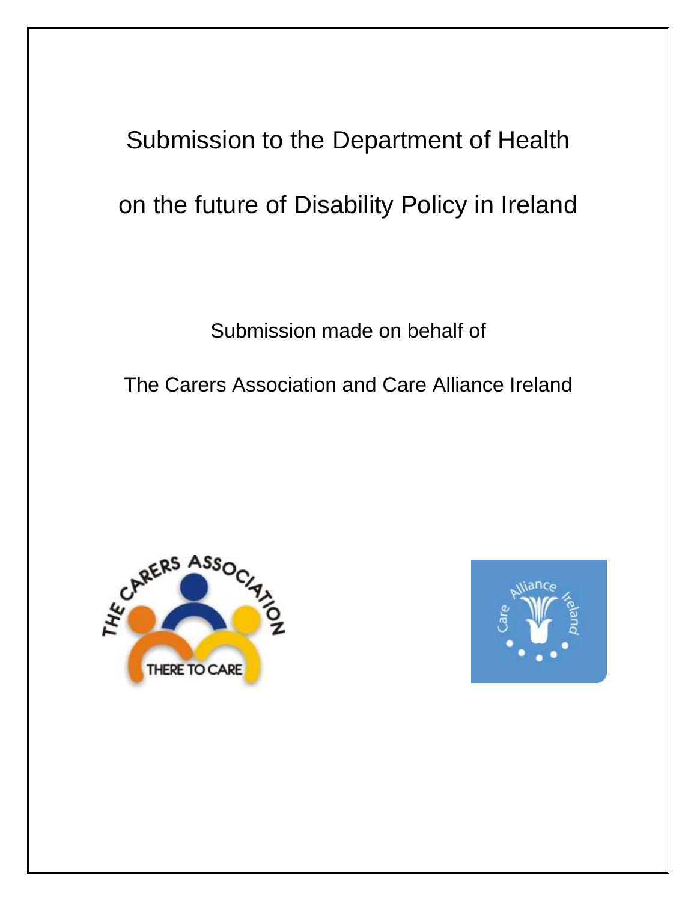# Submission to the Department of Health

# on the future of Disability Policy in Ireland

Submission made on behalf of

The Carers Association and Care Alliance Ireland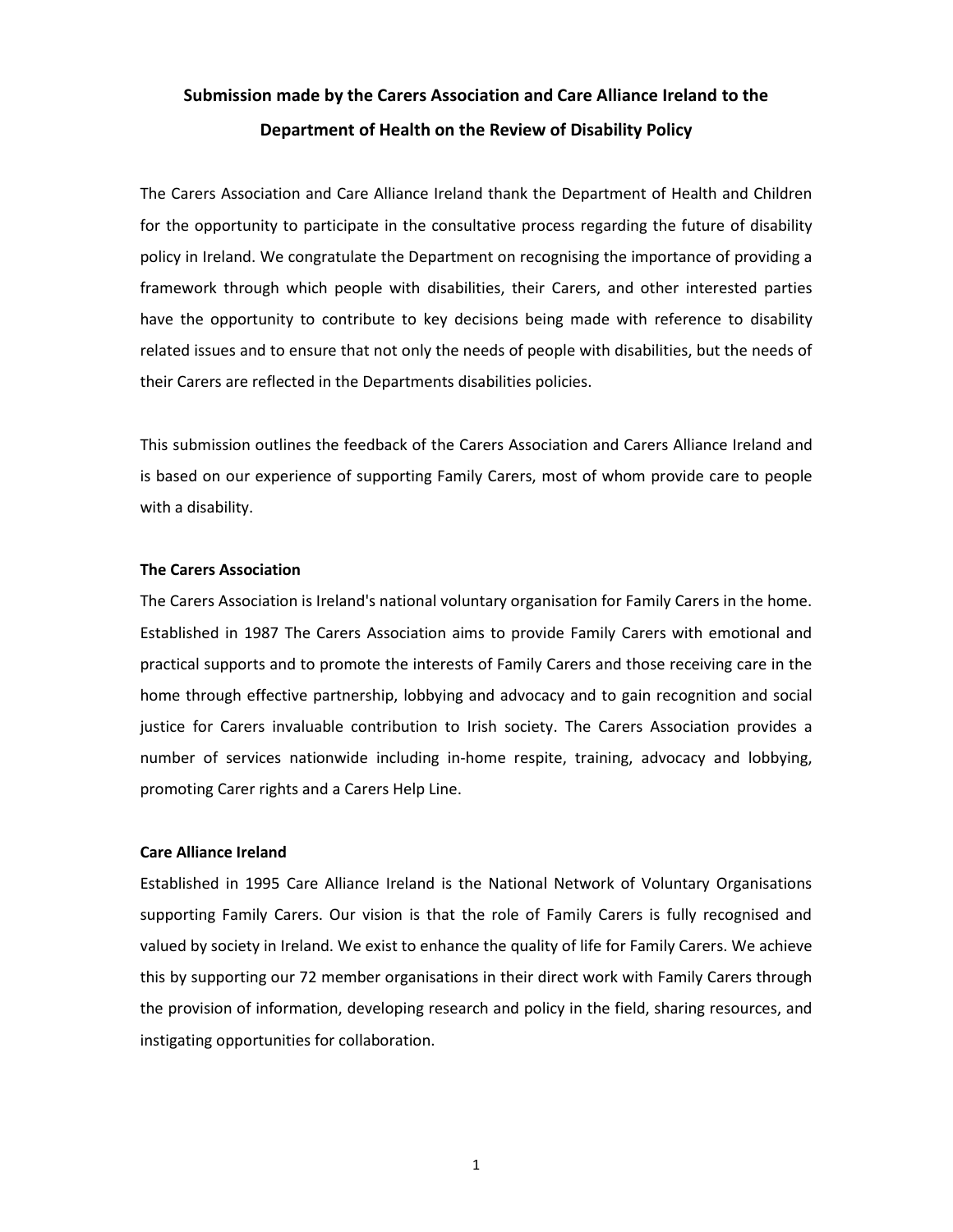**Submission made by the Carers Association and Care Alliance Ireland to the Department of Health on the Review of Disability Policy**

The Carers Association and Care Alliance Ireland thank the Department of Health and Children for the opportunity to participate in the consultative process regarding the future of disability policy in Ireland. We congratulate the Department on recognising the importance of providing a framework through which people with disabilities, their Carers, and other interested parties have the opportunity to contribute to key decisions being made with reference to disability related issues and to ensure that not only the needs of people with disabilities, but the needs of their Carers are reflected in the Departments disabilities policies.

This submission outlines the feedback of the Carers Association and Carers Alliance Ireland and is based on our experience of supporting Family Carers, most of whom provide care to people with a disability.

**The Carers Association**

The Carers Association is Ireland's national voluntary organisation for Family Carers in the home. Established in 1987 The Carers Association aims to provide Family Carers with emotional and practical supports and to promote the interests of Family Carers and those receiving care in the home through effective partnership, lobbying and advocacy and to gain recognition and social justice for Carers invaluable contribution to Irish society. The Carers Association provides a number of services nationwide including in-home respite, training, advocacy and lobbying, promoting Carer rights and a Carers Help Line.

**Care Alliance Ireland**

Established in 1995 Care Alliance Ireland is the National Network of Voluntary Organisations supporting Family Carers. Our vision is that the role of Family Carers is fully recognised and valued by society in Ireland. We exist to enhance the quality of life for Family Carers. We achieve this by supporting our 72 member organisations in their direct work with Family Carers through the provision of information, developing research and policy in the field, sharing resources, and instigating opportunities for collaboration.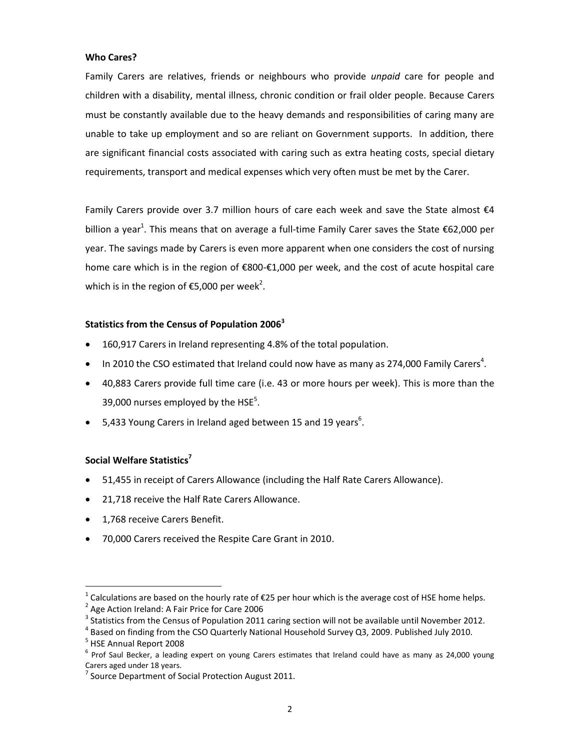**Who Cares?**

Family Carers are relatives, friends or neighbours who provide *unpaid* care for people and children with a disability, mental illness, chronic condition or frail older people. Because Carers must be constantly available due to the heavy demands and responsibilities of caring many are unable to take up employment and so are reliant on Government supports. In addition, there are significant financial costs associated with caring such as extra heating costs, special dietary requirements, transport and medical expenses which very often must be met by the Carer.

Family Carers provide over 3.7 million hours of care each week and save the State almost €4 billion a year[1]. This means that on average a full-time Family Carer saves the State €62,000 per year. The savings made by Carers is even more apparent when one considers the cost of nursing home care which is in the region of €800-€1,000 per week, and the cost of acute hospital care which is in the region of €5,000 per week[2].

**Statistics from the Census of Population 2006[3]**

- 160,917 Carers in Ireland representing 4.8% of the total population.
- In 2010 the CSO estimated that Ireland could now have as many as 274,000 Family Carers[4].
- 40,883 Carers provide full time care (i.e. 43 or more hours per week). This is more than the 39,000 nurses employed by the HSE[5].
- 5,433 Young Carers in Ireland aged between 15 and 19 years[6].

**Social Welfare Statistics[7]**

- 51,455 in receipt of Carers Allowance (including the Half Rate Carers Allowance).
- 21,718 receive the Half Rate Carers Allowance.
- 1,768 receive Carers Benefit.
- 70,000 Carers received the Respite Care Grant in 2010.

---

[1] Calculations are based on the hourly rate of €25 per hour which is the average cost of HSE home helps.
[2] Age Action Ireland: A Fair Price for Care 2006
[3] Statistics from the Census of Population 2011 caring section will not be available until November 2012.
[4] Based on finding from the CSO Quarterly National Household Survey Q3, 2009. Published July 2010.
[5] HSE Annual Report 2008
[6] Prof Saul Becker, a leading expert on young Carers estimates that Ireland could have as many as 24,000 young Carers aged under 18 years.
[7] Source Department of Social Protection August 2011.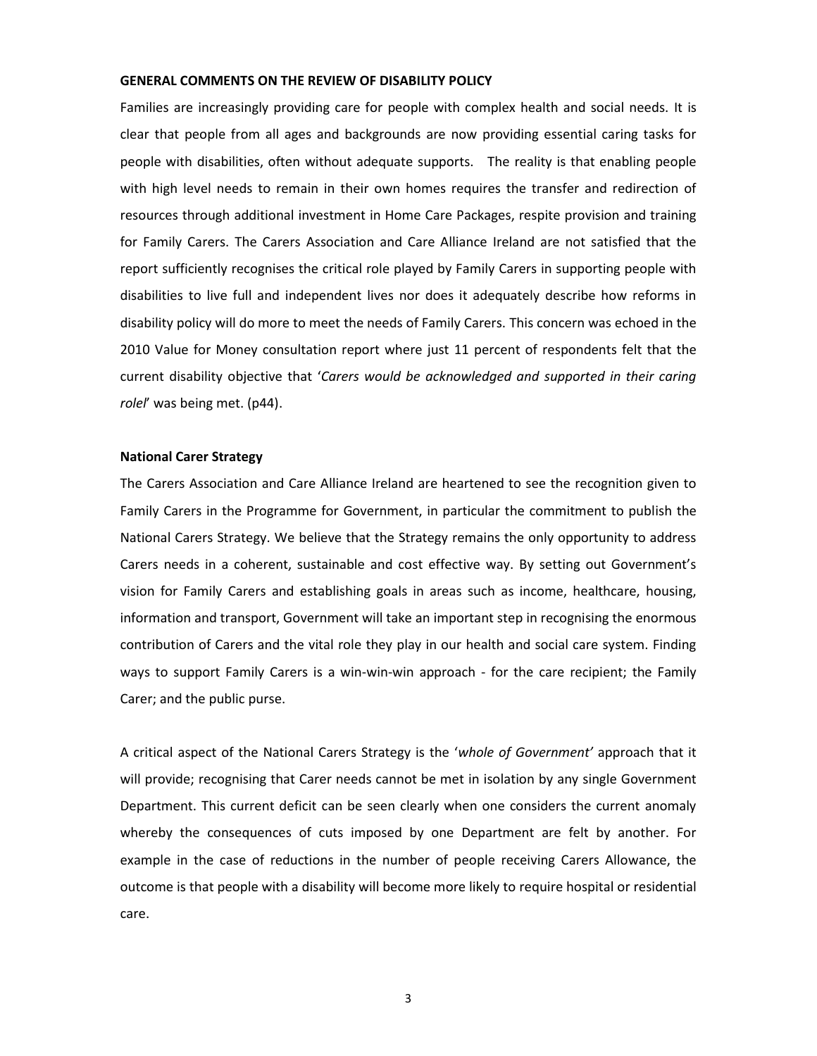**GENERAL COMMENTS ON THE REVIEW OF DISABILITY POLICY**

Families are increasingly providing care for people with complex health and social needs. It is clear that people from all ages and backgrounds are now providing essential caring tasks for people with disabilities, often without adequate supports. The reality is that enabling people with high level needs to remain in their own homes requires the transfer and redirection of resources through additional investment in Home Care Packages, respite provision and training for Family Carers. The Carers Association and Care Alliance Ireland are not satisfied that the report sufficiently recognises the critical role played by Family Carers in supporting people with disabilities to live full and independent lives nor does it adequately describe how reforms in disability policy will do more to meet the needs of Family Carers. This concern was echoed in the 2010 Value for Money consultation report where just 11 percent of respondents felt that the current disability objective that '*Carers would be acknowledged and supported in their caring role*l' was being met. (p44).

**National Carer Strategy**

The Carers Association and Care Alliance Ireland are heartened to see the recognition given to Family Carers in the Programme for Government, in particular the commitment to publish the National Carers Strategy. We believe that the Strategy remains the only opportunity to address Carers needs in a coherent, sustainable and cost effective way. By setting out Government's vision for Family Carers and establishing goals in areas such as income, healthcare, housing, information and transport, Government will take an important step in recognising the enormous contribution of Carers and the vital role they play in our health and social care system. Finding ways to support Family Carers is a win-win-win approach - for the care recipient; the Family Carer; and the public purse.

A critical aspect of the National Carers Strategy is the '*whole of Government'* approach that it will provide; recognising that Carer needs cannot be met in isolation by any single Government Department. This current deficit can be seen clearly when one considers the current anomaly whereby the consequences of cuts imposed by one Department are felt by another. For example in the case of reductions in the number of people receiving Carers Allowance, the outcome is that people with a disability will become more likely to require hospital or residential care.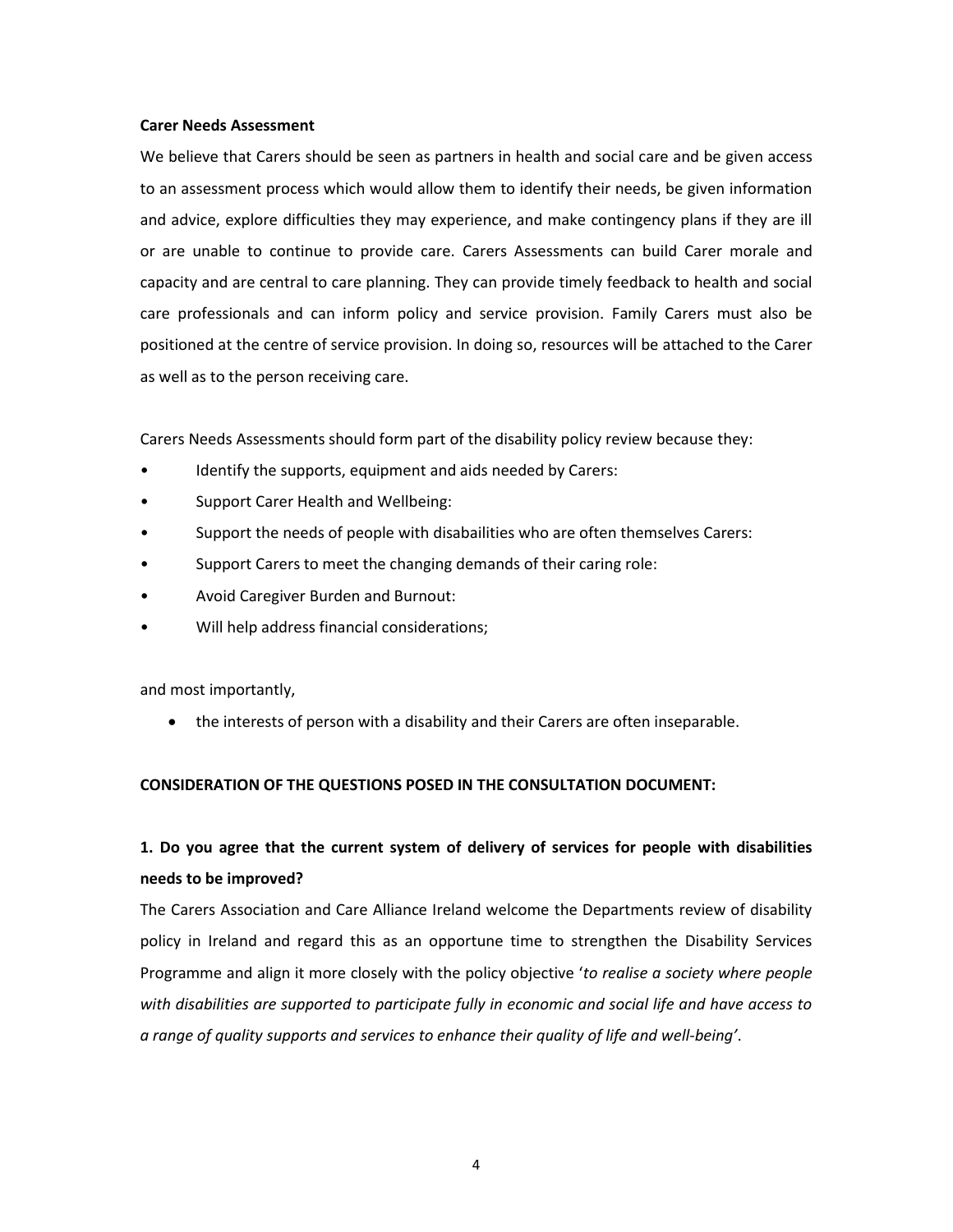**Carer Needs Assessment**

We believe that Carers should be seen as partners in health and social care and be given access to an assessment process which would allow them to identify their needs, be given information and advice, explore difficulties they may experience, and make contingency plans if they are ill or are unable to continue to provide care. Carers Assessments can build Carer morale and capacity and are central to care planning. They can provide timely feedback to health and social care professionals and can inform policy and service provision. Family Carers must also be positioned at the centre of service provision. In doing so, resources will be attached to the Carer as well as to the person receiving care.

Carers Needs Assessments should form part of the disability policy review because they:

- Identify the supports, equipment and aids needed by Carers:
- Support Carer Health and Wellbeing:
- Support the needs of people with disabailities who are often themselves Carers:
- Support Carers to meet the changing demands of their caring role:
- Avoid Caregiver Burden and Burnout:
- Will help address financial considerations;

and most importantly,

- the interests of person with a disability and their Carers are often inseparable.

**CONSIDERATION OF THE QUESTIONS POSED IN THE CONSULTATION DOCUMENT:**

**1. Do you agree that the current system of delivery of services for people with disabilities needs to be improved?**

The Carers Association and Care Alliance Ireland welcome the Departments review of disability policy in Ireland and regard this as an opportune time to strengthen the Disability Services Programme and align it more closely with the policy objective '*to realise a society where people with disabilities are supported to participate fully in economic and social life and have access to a range of quality supports and services to enhance their quality of life and well-being'*.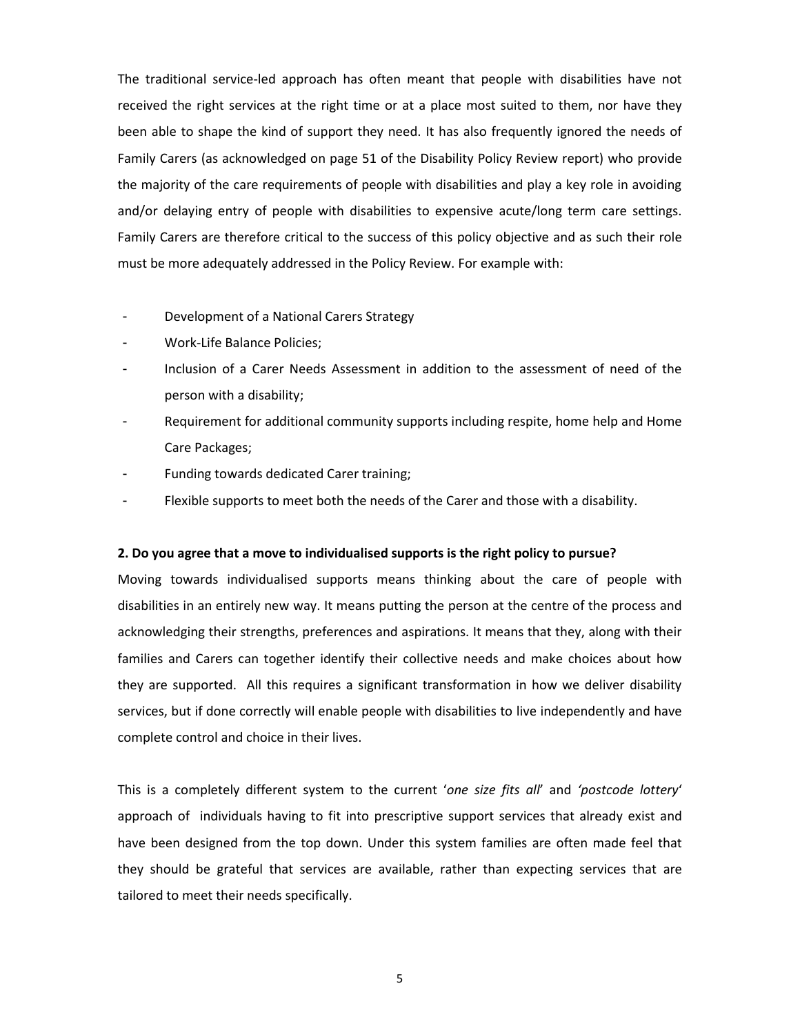The traditional service-led approach has often meant that people with disabilities have not received the right services at the right time or at a place most suited to them, nor have they been able to shape the kind of support they need. It has also frequently ignored the needs of Family Carers (as acknowledged on page 51 of the Disability Policy Review report) who provide the majority of the care requirements of people with disabilities and play a key role in avoiding and/or delaying entry of people with disabilities to expensive acute/long term care settings. Family Carers are therefore critical to the success of this policy objective and as such their role must be more adequately addressed in the Policy Review. For example with:

- Development of a National Carers Strategy
- Work-Life Balance Policies;
- Inclusion of a Carer Needs Assessment in addition to the assessment of need of the person with a disability;
- Requirement for additional community supports including respite, home help and Home Care Packages;
- Funding towards dedicated Carer training;
- Flexible supports to meet both the needs of the Carer and those with a disability.

**2. Do you agree that a move to individualised supports is the right policy to pursue?**

Moving towards individualised supports means thinking about the care of people with disabilities in an entirely new way. It means putting the person at the centre of the process and acknowledging their strengths, preferences and aspirations. It means that they, along with their families and Carers can together identify their collective needs and make choices about how they are supported. All this requires a significant transformation in how we deliver disability services, but if done correctly will enable people with disabilities to live independently and have complete control and choice in their lives.

This is a completely different system to the current '*one size fits all*' and *'postcode lottery*' approach of individuals having to fit into prescriptive support services that already exist and have been designed from the top down. Under this system families are often made feel that they should be grateful that services are available, rather than expecting services that are tailored to meet their needs specifically.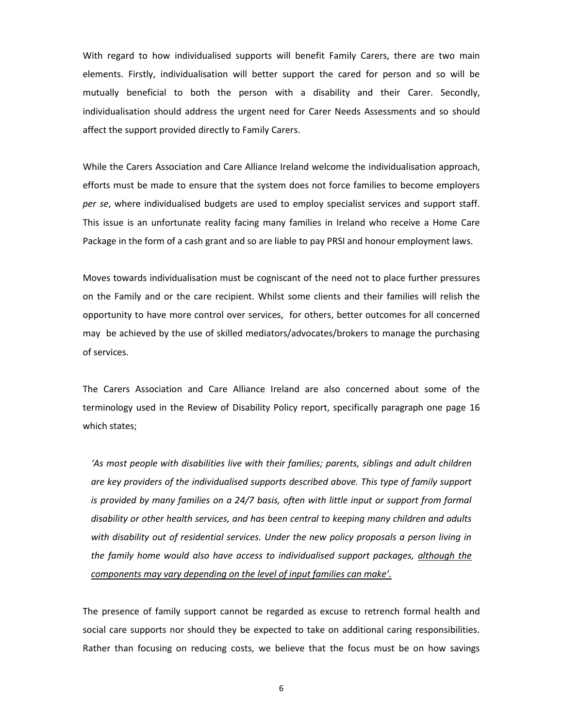With regard to how individualised supports will benefit Family Carers, there are two main elements. Firstly, individualisation will better support the cared for person and so will be mutually beneficial to both the person with a disability and their Carer. Secondly, individualisation should address the urgent need for Carer Needs Assessments and so should affect the support provided directly to Family Carers.

While the Carers Association and Care Alliance Ireland welcome the individualisation approach, efforts must be made to ensure that the system does not force families to become employers *per se*, where individualised budgets are used to employ specialist services and support staff. This issue is an unfortunate reality facing many families in Ireland who receive a Home Care Package in the form of a cash grant and so are liable to pay PRSI and honour employment laws.

Moves towards individualisation must be cogniscant of the need not to place further pressures on the Family and or the care recipient. Whilst some clients and their families will relish the opportunity to have more control over services, for others, better outcomes for all concerned may be achieved by the use of skilled mediators/advocates/brokers to manage the purchasing of services.

The Carers Association and Care Alliance Ireland are also concerned about some of the terminology used in the Review of Disability Policy report, specifically paragraph one page 16 which states;

> *'As most people with disabilities live with their families; parents, siblings and adult children are key providers of the individualised supports described above. This type of family support is provided by many families on a 24/7 basis, often with little input or support from formal disability or other health services, and has been central to keeping many children and adults with disability out of residential services. Under the new policy proposals a person living in the family home would also have access to individualised support packages, <u>although the components may vary depending on the level of input families can make'</u>.*

The presence of family support cannot be regarded as excuse to retrench formal health and social care supports nor should they be expected to take on additional caring responsibilities. Rather than focusing on reducing costs, we believe that the focus must be on how savings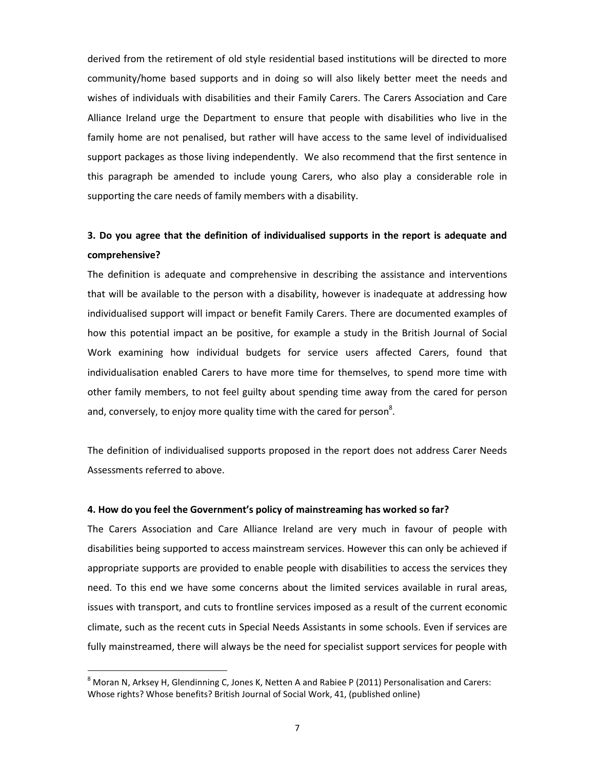derived from the retirement of old style residential based institutions will be directed to more community/home based supports and in doing so will also likely better meet the needs and wishes of individuals with disabilities and their Family Carers. The Carers Association and Care Alliance Ireland urge the Department to ensure that people with disabilities who live in the family home are not penalised, but rather will have access to the same level of individualised support packages as those living independently. We also recommend that the first sentence in this paragraph be amended to include young Carers, who also play a considerable role in supporting the care needs of family members with a disability.

**3. Do you agree that the definition of individualised supports in the report is adequate and comprehensive?**

The definition is adequate and comprehensive in describing the assistance and interventions that will be available to the person with a disability, however is inadequate at addressing how individualised support will impact or benefit Family Carers. There are documented examples of how this potential impact an be positive, for example a study in the British Journal of Social Work examining how individual budgets for service users affected Carers, found that individualisation enabled Carers to have more time for themselves, to spend more time with other family members, to not feel guilty about spending time away from the cared for person and, conversely, to enjoy more quality time with the cared for person[8].

The definition of individualised supports proposed in the report does not address Carer Needs Assessments referred to above.

**4. How do you feel the Government's policy of mainstreaming has worked so far?**

The Carers Association and Care Alliance Ireland are very much in favour of people with disabilities being supported to access mainstream services. However this can only be achieved if appropriate supports are provided to enable people with disabilities to access the services they need. To this end we have some concerns about the limited services available in rural areas, issues with transport, and cuts to frontline services imposed as a result of the current economic climate, such as the recent cuts in Special Needs Assistants in some schools. Even if services are fully mainstreamed, there will always be the need for specialist support services for people with

---

[8] Moran N, Arksey H, Glendinning C, Jones K, Netten A and Rabiee P (2011) Personalisation and Carers: Whose rights? Whose benefits? British Journal of Social Work, 41, (published online)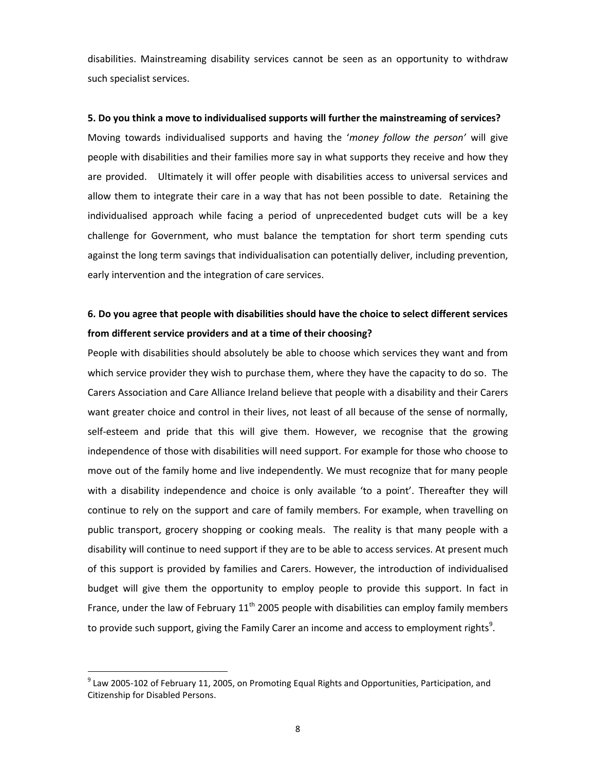disabilities. Mainstreaming disability services cannot be seen as an opportunity to withdraw such specialist services.

**5. Do you think a move to individualised supports will further the mainstreaming of services?**

Moving towards individualised supports and having the '*money follow the person'* will give people with disabilities and their families more say in what supports they receive and how they are provided. Ultimately it will offer people with disabilities access to universal services and allow them to integrate their care in a way that has not been possible to date. Retaining the individualised approach while facing a period of unprecedented budget cuts will be a key challenge for Government, who must balance the temptation for short term spending cuts against the long term savings that individualisation can potentially deliver, including prevention, early intervention and the integration of care services.

**6. Do you agree that people with disabilities should have the choice to select different services from different service providers and at a time of their choosing?**

People with disabilities should absolutely be able to choose which services they want and from which service provider they wish to purchase them, where they have the capacity to do so. The Carers Association and Care Alliance Ireland believe that people with a disability and their Carers want greater choice and control in their lives, not least of all because of the sense of normally, self-esteem and pride that this will give them. However, we recognise that the growing independence of those with disabilities will need support. For example for those who choose to move out of the family home and live independently. We must recognize that for many people with a disability independence and choice is only available 'to a point'. Thereafter they will continue to rely on the support and care of family members. For example, when travelling on public transport, grocery shopping or cooking meals. The reality is that many people with a disability will continue to need support if they are to be able to access services. At present much of this support is provided by families and Carers. However, the introduction of individualised budget will give them the opportunity to employ people to provide this support. In fact in France, under the law of February 11th 2005 people with disabilities can employ family members to provide such support, giving the Family Carer an income and access to employment rights[9].

[9] Law 2005-102 of February 11, 2005, on Promoting Equal Rights and Opportunities, Participation, and Citizenship for Disabled Persons.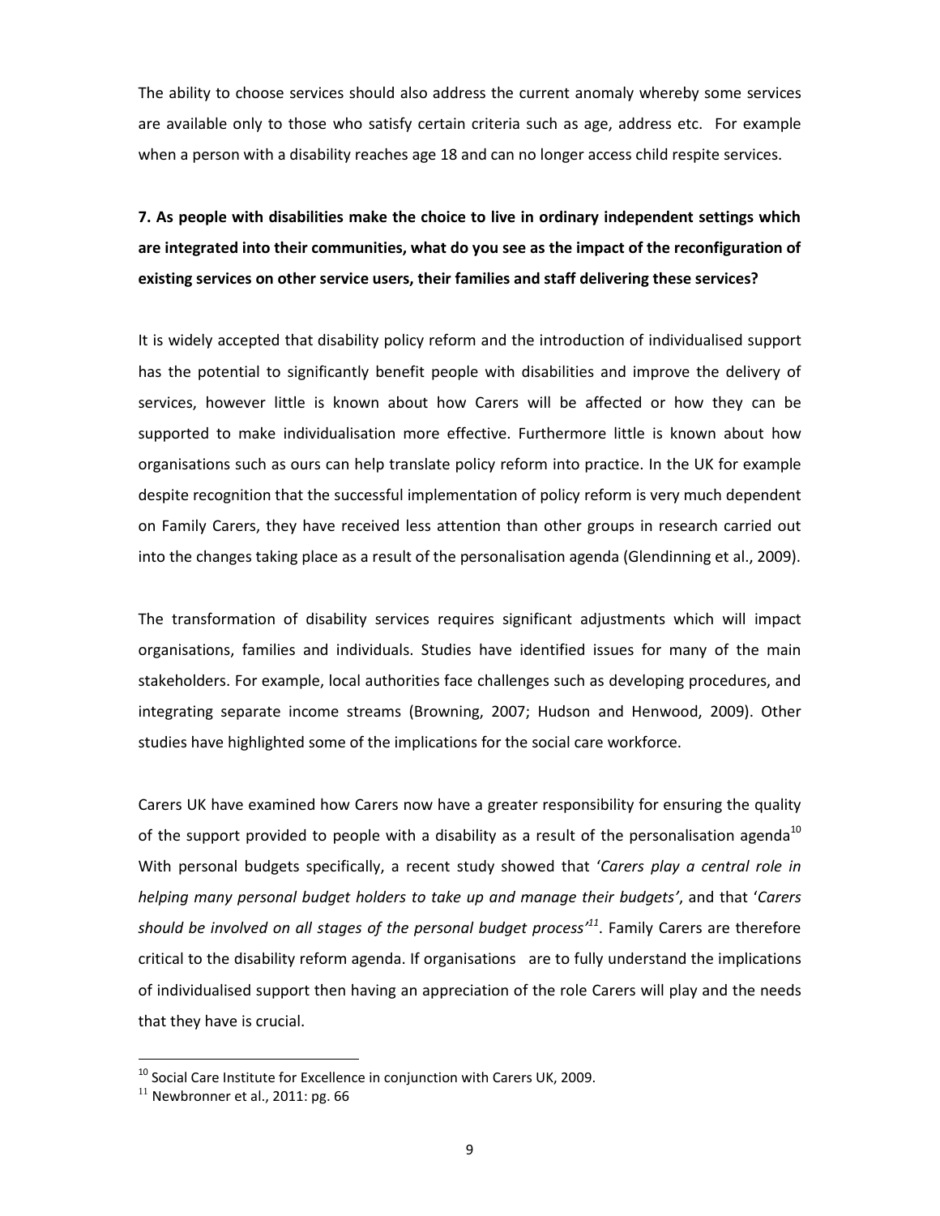The ability to choose services should also address the current anomaly whereby some services are available only to those who satisfy certain criteria such as age, address etc. For example when a person with a disability reaches age 18 and can no longer access child respite services.

**7. As people with disabilities make the choice to live in ordinary independent settings which are integrated into their communities, what do you see as the impact of the reconfiguration of existing services on other service users, their families and staff delivering these services?**

It is widely accepted that disability policy reform and the introduction of individualised support has the potential to significantly benefit people with disabilities and improve the delivery of services, however little is known about how Carers will be affected or how they can be supported to make individualisation more effective. Furthermore little is known about how organisations such as ours can help translate policy reform into practice. In the UK for example despite recognition that the successful implementation of policy reform is very much dependent on Family Carers, they have received less attention than other groups in research carried out into the changes taking place as a result of the personalisation agenda (Glendinning et al., 2009).

The transformation of disability services requires significant adjustments which will impact organisations, families and individuals. Studies have identified issues for many of the main stakeholders. For example, local authorities face challenges such as developing procedures, and integrating separate income streams (Browning, 2007; Hudson and Henwood, 2009). Other studies have highlighted some of the implications for the social care workforce.

Carers UK have examined how Carers now have a greater responsibility for ensuring the quality of the support provided to people with a disability as a result of the personalisation agenda[10] With personal budgets specifically, a recent study showed that '*Carers play a central role in helping many personal budget holders to take up and manage their budgets'*, and that '*Carers should be involved on all stages of the personal budget process'*[11]. Family Carers are therefore critical to the disability reform agenda. If organisations are to fully understand the implications of individualised support then having an appreciation of the role Carers will play and the needs that they have is crucial.

---

[10] Social Care Institute for Excellence in conjunction with Carers UK, 2009.

[11] Newbronner et al., 2011: pg. 66